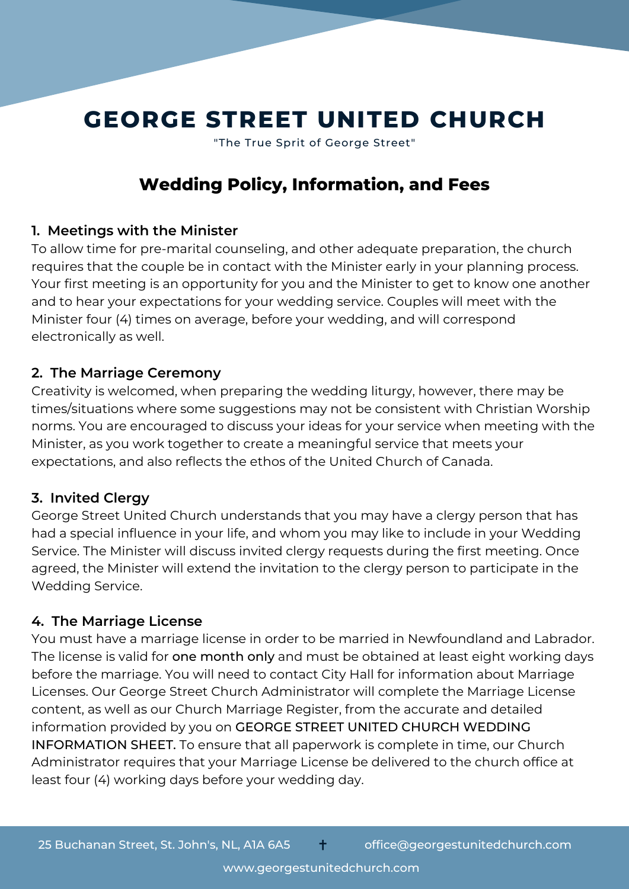# GEORGE STREET UNITED CHURCH

"The True Sprit of George Street"

## Wedding Policy, Information, and Fees

### 1. Meetings with the Minister

To allow time for pre-marital counseling, and other adequate preparation, the church requires that the couple be in contact with the Minister early in your planning process. Your first meeting is an opportunity for you and the Minister to get to know one another and to hear your expectations for your wedding service. Couples will meet with the Minister four (4) times on average, before your wedding, and will correspond electronically as well.

### 2. The Marriage Ceremony

Creativity is welcomed, when preparing the wedding liturgy, however, there may be times/situations where some suggestions may not be consistent with Christian Worship norms. You are encouraged to discuss your ideas for your service when meeting with the Minister, as you work together to create a meaningful service that meets your expectations, and also reflects the ethos of the United Church of Canada.

### 3. Invited Clergy

George Street United Church understands that you may have a clergy person that has had a special influence in your life, and whom you may like to include in your Wedding Service. The Minister will discuss invited clergy requests during the first meeting. Once agreed, the Minister will extend the invitation to the clergy person to participate in the Wedding Service.

### 4. The Marriage License

You must have a marriage license in order to be married in Newfoundland and Labrador. The license is valid for one month only and must be obtained at least eight working days before the marriage. You will need to contact City Hall for information about Marriage Licenses. Our George Street Church Administrator will complete the Marriage License content, as well as our Church Marriage Register, from the accurate and detailed information provided by you on GEORGE STREET UNITED CHURCH WEDDING INFORMATION SHEET. To ensure that all paperwork is complete in time, our Church Administrator requires that your Marriage License be delivered to the church office at least four (4) working days before your wedding day.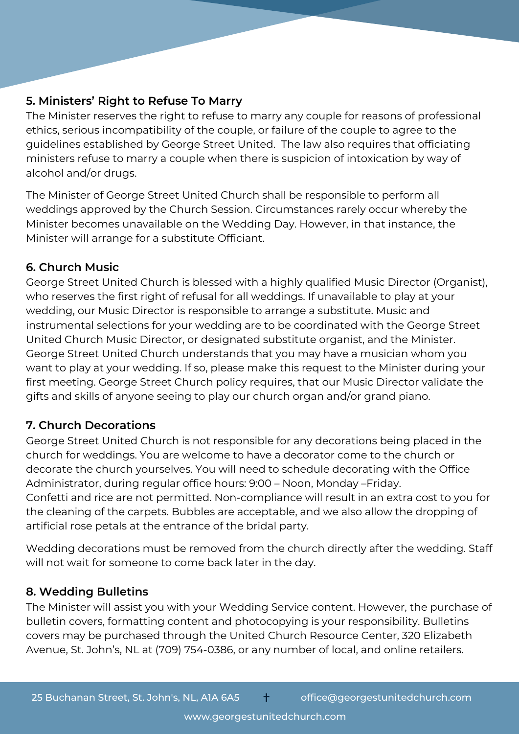## 5. Ministers' Right to Refuse To Marry

The Minister reserves the right to refuse to marry any couple for reasons of professional ethics, serious incompatibility of the couple, or failure of the couple to agree to the guidelines established by George Street United. The law also requires that officiating ministers refuse to marry a couple when there is suspicion of intoxication by way of alcohol and/or drugs.

The Minister of George Street United Church shall be responsible to perform all weddings approved by the Church Session. Circumstances rarely occur whereby the Minister becomes unavailable on the Wedding Day. However, in that instance, the Minister will arrange for a substitute Officiant.

## 6. Church Music

George Street United Church is blessed with a highly qualified Music Director (Organist), who reserves the first right of refusal for all weddings. If unavailable to play at your wedding, our Music Director is responsible to arrange a substitute. Music and instrumental selections for your wedding are to be coordinated with the George Street United Church Music Director, or designated substitute organist, and the Minister. George Street United Church understands that you may have a musician whom you want to play at your wedding. If so, please make this request to the Minister during your first meeting. George Street Church policy requires, that our Music Director validate the gifts and skills of anyone seeing to play our church organ and/or grand piano.

## 7. Church Decorations

George Street United Church is not responsible for any decorations being placed in the church for weddings. You are welcome to have a decorator come to the church or decorate the church yourselves. You will need to schedule decorating with the Office Administrator, during regular office hours: 9:00 – Noon, Monday –Friday.
Confetti and rice are not permitted. Non-compliance will result in an extra cost to you for the cleaning of the carpets. Bubbles are acceptable, and we also allow the dropping of artificial rose petals at the entrance of the bridal party.

Wedding decorations must be removed from the church directly after the wedding. Staff will not wait for someone to come back later in the day.

## 8. Wedding Bulletins

The Minister will assist you with your Wedding Service content. However, the purchase of bulletin covers, formatting content and photocopying is your responsibility. Bulletins covers may be purchased through the United Church Resource Center, 320 Elizabeth Avenue, St. John's, NL at (709) 754-0386, or any number of local, and online retailers.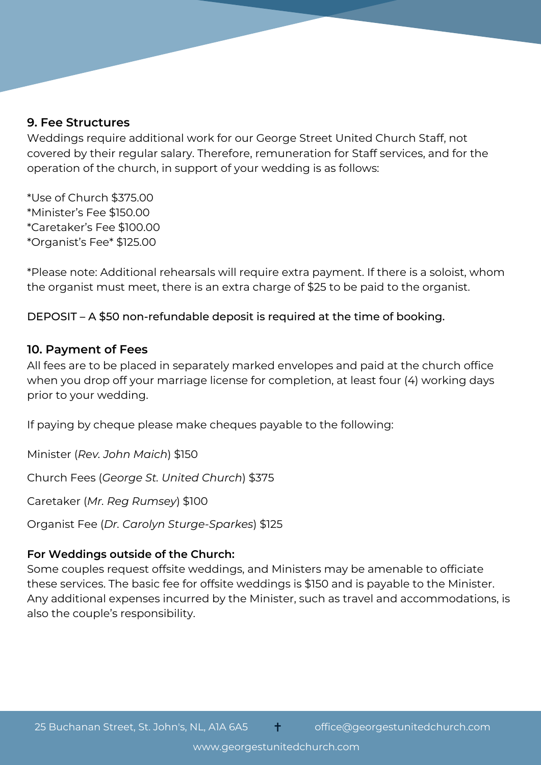### 9. Fee Structures

Weddings require additional work for our George Street United Church Staff, not covered by their regular salary. Therefore, remuneration for Staff services, and for the operation of the church, in support of your wedding is as follows:

*Use of Church $375.00
*Minister's Fee $150.00
*Caretaker's Fee $100.00
*Organist's Fee* $125.00

*Please note: Additional rehearsals will require extra payment. If there is a soloist, whom the organist must meet, there is an extra charge of $25 to be paid to the organist.

DEPOSIT – A $50 non-refundable deposit is required at the time of booking.

### 10. Payment of Fees

All fees are to be placed in separately marked envelopes and paid at the church office when you drop off your marriage license for completion, at least four (4) working days prior to your wedding.

If paying by cheque please make cheques payable to the following:

Minister (*Rev. John Maich*) $150

Church Fees (*George St. United Church*) $375

Caretaker (*Mr. Reg Rumsey*) $100

Organist Fee (*Dr. Carolyn Sturge-Sparkes*) $125

**For Weddings outside of the Church:**

Some couples request offsite weddings, and Ministers may be amenable to officiate these services. The basic fee for offsite weddings is $150 and is payable to the Minister. Any additional expenses incurred by the Minister, such as travel and accommodations, is also the couple's responsibility.

25 Buchanan Street, St. John's, NL, A1A 6A5 ✝ office@georgestunitedchurch.com

www.georgestunitedchurch.com